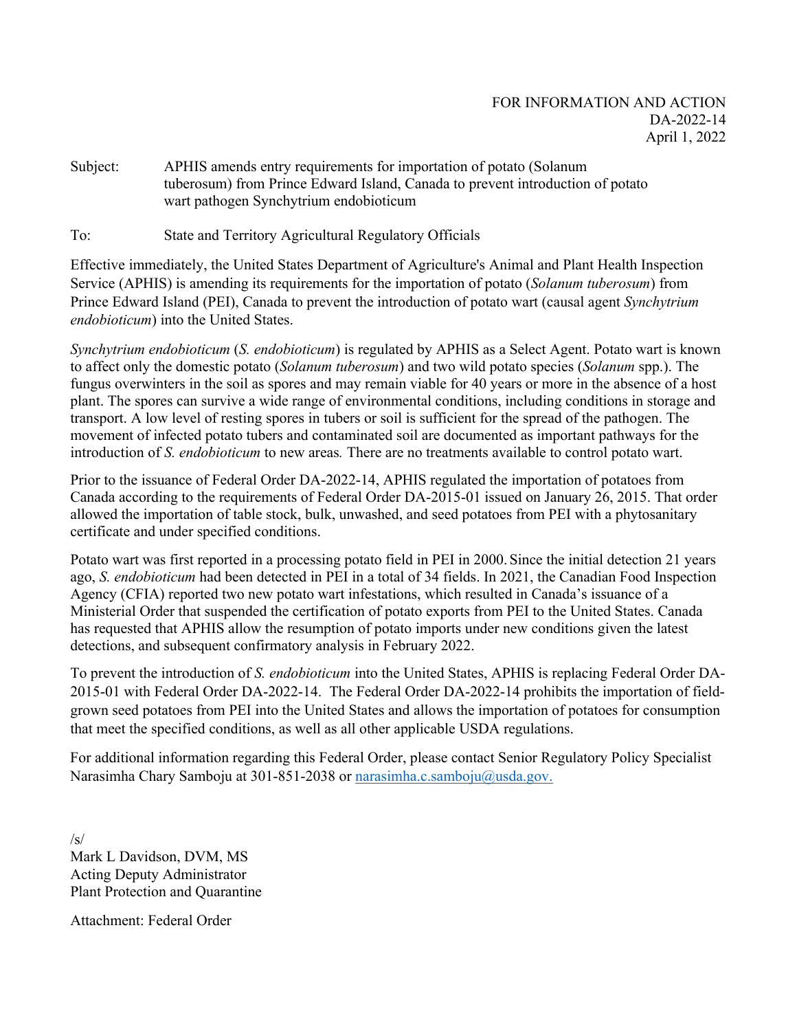FOR INFORMATION AND ACTION
DA-2022-14
April 1, 2022

Subject: APHIS amends entry requirements for importation of potato (Solanum tuberosum) from Prince Edward Island, Canada to prevent introduction of potato wart pathogen Synchytrium endobioticum

To: State and Territory Agricultural Regulatory Officials

Effective immediately, the United States Department of Agriculture's Animal and Plant Health Inspection Service (APHIS) is amending its requirements for the importation of potato (*Solanum tuberosum*) from Prince Edward Island (PEI), Canada to prevent the introduction of potato wart (causal agent *Synchytrium endobioticum*) into the United States.

*Synchytrium endobioticum* (*S. endobioticum*) is regulated by APHIS as a Select Agent. Potato wart is known to affect only the domestic potato (*Solanum tuberosum*) and two wild potato species (*Solanum* spp.). The fungus overwinters in the soil as spores and may remain viable for 40 years or more in the absence of a host plant. The spores can survive a wide range of environmental conditions, including conditions in storage and transport. A low level of resting spores in tubers or soil is sufficient for the spread of the pathogen. The movement of infected potato tubers and contaminated soil are documented as important pathways for the introduction of *S. endobioticum* to new areas*.* There are no treatments available to control potato wart.

Prior to the issuance of Federal Order DA-2022-14, APHIS regulated the importation of potatoes from Canada according to the requirements of Federal Order DA-2015-01 issued on January 26, 2015. That order allowed the importation of table stock, bulk, unwashed, and seed potatoes from PEI with a phytosanitary certificate and under specified conditions.

Potato wart was first reported in a processing potato field in PEI in 2000. Since the initial detection 21 years ago, *S. endobioticum* had been detected in PEI in a total of 34 fields. In 2021, the Canadian Food Inspection Agency (CFIA) reported two new potato wart infestations, which resulted in Canada's issuance of a Ministerial Order that suspended the certification of potato exports from PEI to the United States. Canada has requested that APHIS allow the resumption of potato imports under new conditions given the latest detections, and subsequent confirmatory analysis in February 2022.

To prevent the introduction of *S. endobioticum* into the United States, APHIS is replacing Federal Order DA-2015-01 with Federal Order DA-2022-14. The Federal Order DA-2022-14 prohibits the importation of field-grown seed potatoes from PEI into the United States and allows the importation of potatoes for consumption that meet the specified conditions, as well as all other applicable USDA regulations.

For additional information regarding this Federal Order, please contact Senior Regulatory Policy Specialist Narasimha Chary Samboju at 301-851-2038 or narasimha.c.samboju@usda.gov.

/s/
Mark L Davidson, DVM, MS
Acting Deputy Administrator
Plant Protection and Quarantine

Attachment: Federal Order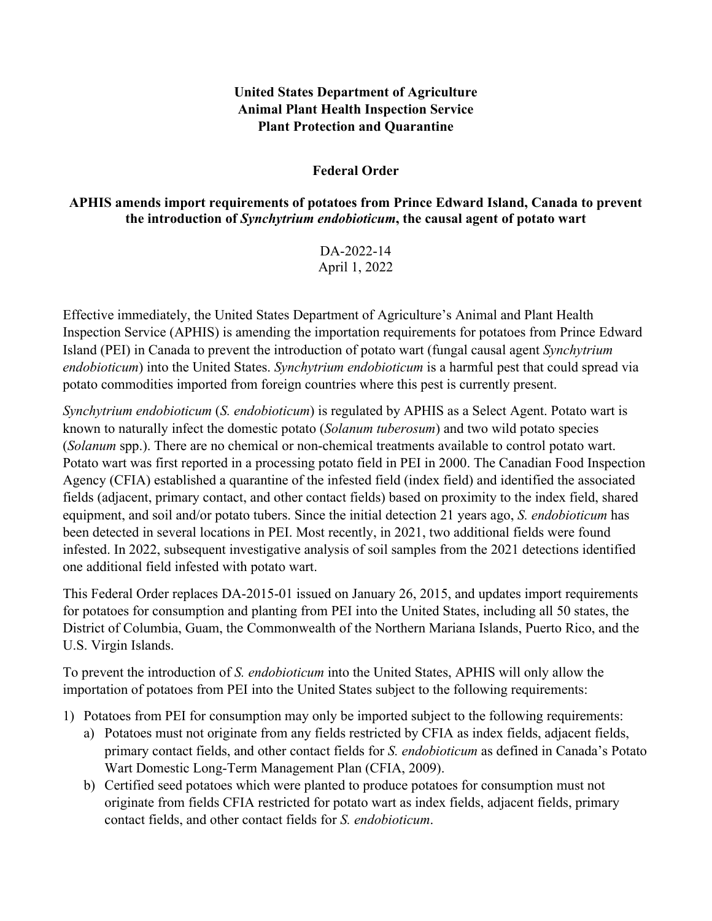**United States Department of Agriculture**
**Animal Plant Health Inspection Service**
**Plant Protection and Quarantine**

**Federal Order**

**APHIS amends import requirements of potatoes from Prince Edward Island, Canada to prevent the introduction of *Synchytrium endobioticum*, the causal agent of potato wart**

DA-2022-14
April 1, 2022

Effective immediately, the United States Department of Agriculture's Animal and Plant Health Inspection Service (APHIS) is amending the importation requirements for potatoes from Prince Edward Island (PEI) in Canada to prevent the introduction of potato wart (fungal causal agent *Synchytrium endobioticum*) into the United States. *Synchytrium endobioticum* is a harmful pest that could spread via potato commodities imported from foreign countries where this pest is currently present.

*Synchytrium endobioticum* (*S. endobioticum*) is regulated by APHIS as a Select Agent. Potato wart is known to naturally infect the domestic potato (*Solanum tuberosum*) and two wild potato species (*Solanum* spp.). There are no chemical or non-chemical treatments available to control potato wart. Potato wart was first reported in a processing potato field in PEI in 2000. The Canadian Food Inspection Agency (CFIA) established a quarantine of the infested field (index field) and identified the associated fields (adjacent, primary contact, and other contact fields) based on proximity to the index field, shared equipment, and soil and/or potato tubers. Since the initial detection 21 years ago, *S. endobioticum* has been detected in several locations in PEI. Most recently, in 2021, two additional fields were found infested. In 2022, subsequent investigative analysis of soil samples from the 2021 detections identified one additional field infested with potato wart.

This Federal Order replaces DA-2015-01 issued on January 26, 2015, and updates import requirements for potatoes for consumption and planting from PEI into the United States, including all 50 states, the District of Columbia, Guam, the Commonwealth of the Northern Mariana Islands, Puerto Rico, and the U.S. Virgin Islands.

To prevent the introduction of *S. endobioticum* into the United States, APHIS will only allow the importation of potatoes from PEI into the United States subject to the following requirements:

1) Potatoes from PEI for consumption may only be imported subject to the following requirements:
   a) Potatoes must not originate from any fields restricted by CFIA as index fields, adjacent fields, primary contact fields, and other contact fields for *S. endobioticum* as defined in Canada's Potato Wart Domestic Long-Term Management Plan (CFIA, 2009).
   b) Certified seed potatoes which were planted to produce potatoes for consumption must not originate from fields CFIA restricted for potato wart as index fields, adjacent fields, primary contact fields, and other contact fields for *S. endobioticum*.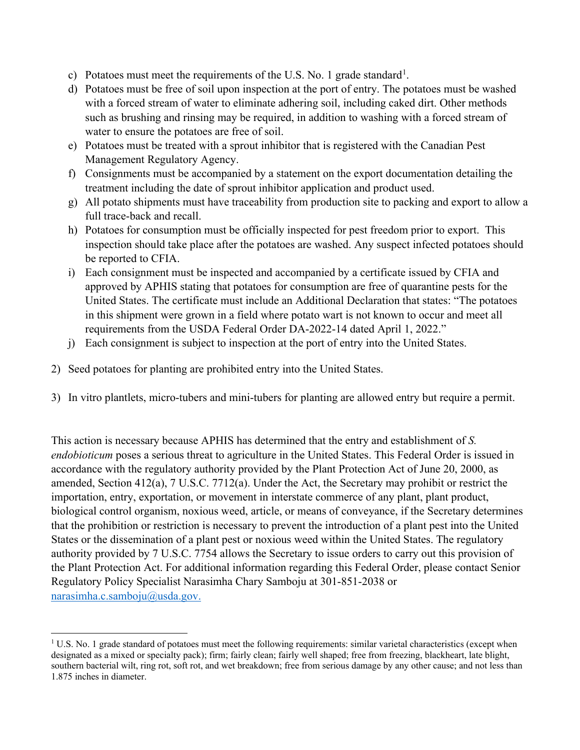c) Potatoes must meet the requirements of the U.S. No. 1 grade standard[1].

d) Potatoes must be free of soil upon inspection at the port of entry. The potatoes must be washed with a forced stream of water to eliminate adhering soil, including caked dirt. Other methods such as brushing and rinsing may be required, in addition to washing with a forced stream of water to ensure the potatoes are free of soil.

e) Potatoes must be treated with a sprout inhibitor that is registered with the Canadian Pest Management Regulatory Agency.

f) Consignments must be accompanied by a statement on the export documentation detailing the treatment including the date of sprout inhibitor application and product used.

g) All potato shipments must have traceability from production site to packing and export to allow a full trace-back and recall.

h) Potatoes for consumption must be officially inspected for pest freedom prior to export. This inspection should take place after the potatoes are washed. Any suspect infected potatoes should be reported to CFIA.

i) Each consignment must be inspected and accompanied by a certificate issued by CFIA and approved by APHIS stating that potatoes for consumption are free of quarantine pests for the United States. The certificate must include an Additional Declaration that states: "The potatoes in this shipment were grown in a field where potato wart is not known to occur and meet all requirements from the USDA Federal Order DA-2022-14 dated April 1, 2022."

j) Each consignment is subject to inspection at the port of entry into the United States.

2) Seed potatoes for planting are prohibited entry into the United States.

3) In vitro plantlets, micro-tubers and mini-tubers for planting are allowed entry but require a permit.

This action is necessary because APHIS has determined that the entry and establishment of *S. endobioticum* poses a serious threat to agriculture in the United States. This Federal Order is issued in accordance with the regulatory authority provided by the Plant Protection Act of June 20, 2000, as amended, Section 412(a), 7 U.S.C. 7712(a). Under the Act, the Secretary may prohibit or restrict the importation, entry, exportation, or movement in interstate commerce of any plant, plant product, biological control organism, noxious weed, article, or means of conveyance, if the Secretary determines that the prohibition or restriction is necessary to prevent the introduction of a plant pest into the United States or the dissemination of a plant pest or noxious weed within the United States. The regulatory authority provided by 7 U.S.C. 7754 allows the Secretary to issue orders to carry out this provision of the Plant Protection Act. For additional information regarding this Federal Order, please contact Senior Regulatory Policy Specialist Narasimha Chary Samboju at 301-851-2038 or [narasimha.c.samboju@usda.gov.](mailto:narasimha.c.samboju@usda.gov)

---

[1] U.S. No. 1 grade standard of potatoes must meet the following requirements: similar varietal characteristics (except when designated as a mixed or specialty pack); firm; fairly clean; fairly well shaped; free from freezing, blackheart, late blight, southern bacterial wilt, ring rot, soft rot, and wet breakdown; free from serious damage by any other cause; and not less than 1.875 inches in diameter.